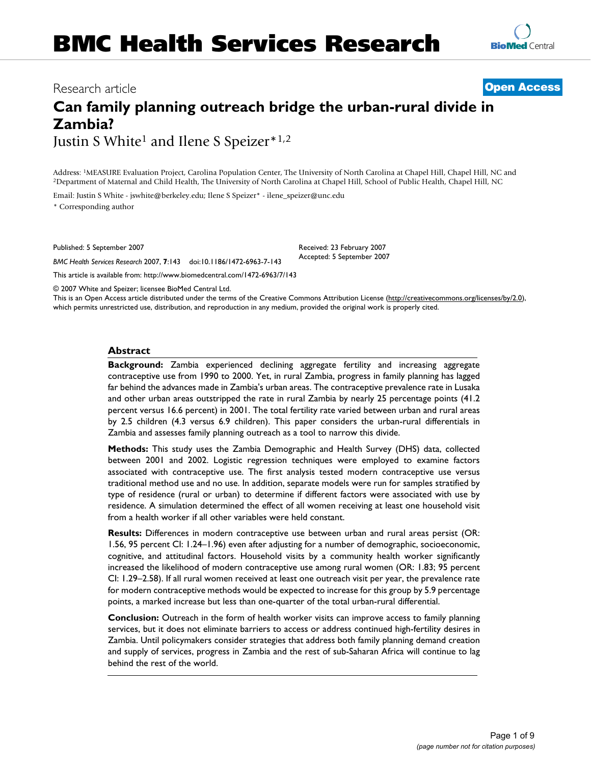# BMC Health Services Research

Research article

**Open Access**

# Can family planning outreach bridge the urban-rural divide in Zambia?

Justin S White[1] and Ilene S Speizer*[1,2]

Address: [1]MEASURE Evaluation Project, Carolina Population Center, The University of North Carolina at Chapel Hill, Chapel Hill, NC and [2]Department of Maternal and Child Health, The University of North Carolina at Chapel Hill, School of Public Health, Chapel Hill, NC

Email: Justin S White - jswhite@berkeley.edu; Ilene S Speizer* - ilene_speizer@unc.edu

* Corresponding author

Published: 5 September 2007

*BMC Health Services Research* 2007, **7**:143 doi:10.1186/1472-6963-7-143

Received: 23 February 2007
Accepted: 5 September 2007

This article is available from: http://www.biomedcentral.com/1472-6963/7/143

© 2007 White and Speizer; licensee BioMed Central Ltd.
This is an Open Access article distributed under the terms of the Creative Commons Attribution License (http://creativecommons.org/licenses/by/2.0), which permits unrestricted use, distribution, and reproduction in any medium, provided the original work is properly cited.

## Abstract

**Background:** Zambia experienced declining aggregate fertility and increasing aggregate contraceptive use from 1990 to 2000. Yet, in rural Zambia, progress in family planning has lagged far behind the advances made in Zambia's urban areas. The contraceptive prevalence rate in Lusaka and other urban areas outstripped the rate in rural Zambia by nearly 25 percentage points (41.2 percent versus 16.6 percent) in 2001. The total fertility rate varied between urban and rural areas by 2.5 children (4.3 versus 6.9 children). This paper considers the urban-rural differentials in Zambia and assesses family planning outreach as a tool to narrow this divide.

**Methods:** This study uses the Zambia Demographic and Health Survey (DHS) data, collected between 2001 and 2002. Logistic regression techniques were employed to examine factors associated with contraceptive use. The first analysis tested modern contraceptive use versus traditional method use and no use. In addition, separate models were run for samples stratified by type of residence (rural or urban) to determine if different factors were associated with use by residence. A simulation determined the effect of all women receiving at least one household visit from a health worker if all other variables were held constant.

**Results:** Differences in modern contraceptive use between urban and rural areas persist (OR: 1.56, 95 percent CI: 1.24–1.96) even after adjusting for a number of demographic, socioeconomic, cognitive, and attitudinal factors. Household visits by a community health worker significantly increased the likelihood of modern contraceptive use among rural women (OR: 1.83; 95 percent CI: 1.29–2.58). If all rural women received at least one outreach visit per year, the prevalence rate for modern contraceptive methods would be expected to increase for this group by 5.9 percentage points, a marked increase but less than one-quarter of the total urban-rural differential.

**Conclusion:** Outreach in the form of health worker visits can improve access to family planning services, but it does not eliminate barriers to access or address continued high-fertility desires in Zambia. Until policymakers consider strategies that address both family planning demand creation and supply of services, progress in Zambia and the rest of sub-Saharan Africa will continue to lag behind the rest of the world.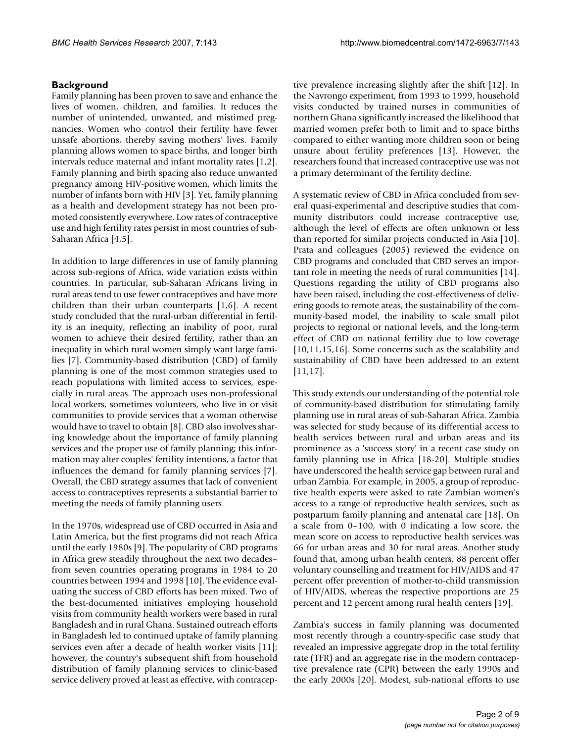## Background

Family planning has been proven to save and enhance the lives of women, children, and families. It reduces the number of unintended, unwanted, and mistimed pregnancies. Women who control their fertility have fewer unsafe abortions, thereby saving mothers' lives. Family planning allows women to space births, and longer birth intervals reduce maternal and infant mortality rates [1,2]. Family planning and birth spacing also reduce unwanted pregnancy among HIV-positive women, which limits the number of infants born with HIV [3]. Yet, family planning as a health and development strategy has not been promoted consistently everywhere. Low rates of contraceptive use and high fertility rates persist in most countries of sub-Saharan Africa [4,5].

In addition to large differences in use of family planning across sub-regions of Africa, wide variation exists within countries. In particular, sub-Saharan Africans living in rural areas tend to use fewer contraceptives and have more children than their urban counterparts [1,6]. A recent study concluded that the rural-urban differential in fertility is an inequity, reflecting an inability of poor, rural women to achieve their desired fertility, rather than an inequality in which rural women simply want large families [7]. Community-based distribution (CBD) of family planning is one of the most common strategies used to reach populations with limited access to services, especially in rural areas. The approach uses non-professional local workers, sometimes volunteers, who live in or visit communities to provide services that a woman otherwise would have to travel to obtain [8]. CBD also involves sharing knowledge about the importance of family planning services and the proper use of family planning; this information may alter couples' fertility intentions, a factor that influences the demand for family planning services [7]. Overall, the CBD strategy assumes that lack of convenient access to contraceptives represents a substantial barrier to meeting the needs of family planning users.

In the 1970s, widespread use of CBD occurred in Asia and Latin America, but the first programs did not reach Africa until the early 1980s [9]. The popularity of CBD programs in Africa grew steadily throughout the next two decades–from seven countries operating programs in 1984 to 20 countries between 1994 and 1998 [10]. The evidence evaluating the success of CBD efforts has been mixed. Two of the best-documented initiatives employing household visits from community health workers were based in rural Bangladesh and in rural Ghana. Sustained outreach efforts in Bangladesh led to continued uptake of family planning services even after a decade of health worker visits [11]; however, the country's subsequent shift from household distribution of family planning services to clinic-based service delivery proved at least as effective, with contraceptive prevalence increasing slightly after the shift [12]. In the Navrongo experiment, from 1993 to 1999, household visits conducted by trained nurses in communities of northern Ghana significantly increased the likelihood that married women prefer both to limit and to space births compared to either wanting more children soon or being unsure about fertility preferences [13]. However, the researchers found that increased contraceptive use was not a primary determinant of the fertility decline.

A systematic review of CBD in Africa concluded from several quasi-experimental and descriptive studies that community distributors could increase contraceptive use, although the level of effects are often unknown or less than reported for similar projects conducted in Asia [10]. Prata and colleagues (2005) reviewed the evidence on CBD programs and concluded that CBD serves an important role in meeting the needs of rural communities [14]. Questions regarding the utility of CBD programs also have been raised, including the cost-effectiveness of delivering goods to remote areas, the sustainability of the community-based model, the inability to scale small pilot projects to regional or national levels, and the long-term effect of CBD on national fertility due to low coverage [10,11,15,16]. Some concerns such as the scalability and sustainability of CBD have been addressed to an extent [11,17].

This study extends our understanding of the potential role of community-based distribution for stimulating family planning use in rural areas of sub-Saharan Africa. Zambia was selected for study because of its differential access to health services between rural and urban areas and its prominence as a 'success story' in a recent case study on family planning use in Africa [18-20]. Multiple studies have underscored the health service gap between rural and urban Zambia. For example, in 2005, a group of reproductive health experts were asked to rate Zambian women's access to a range of reproductive health services, such as postpartum family planning and antenatal care [18]. On a scale from 0–100, with 0 indicating a low score, the mean score on access to reproductive health services was 66 for urban areas and 30 for rural areas. Another study found that, among urban health centers, 88 percent offer voluntary counselling and treatment for HIV/AIDS and 47 percent offer prevention of mother-to-child transmission of HIV/AIDS, whereas the respective proportions are 25 percent and 12 percent among rural health centers [19].

Zambia's success in family planning was documented most recently through a country-specific case study that revealed an impressive aggregate drop in the total fertility rate (TFR) and an aggregate rise in the modern contraceptive prevalence rate (CPR) between the early 1990s and the early 2000s [20]. Modest, sub-national efforts to use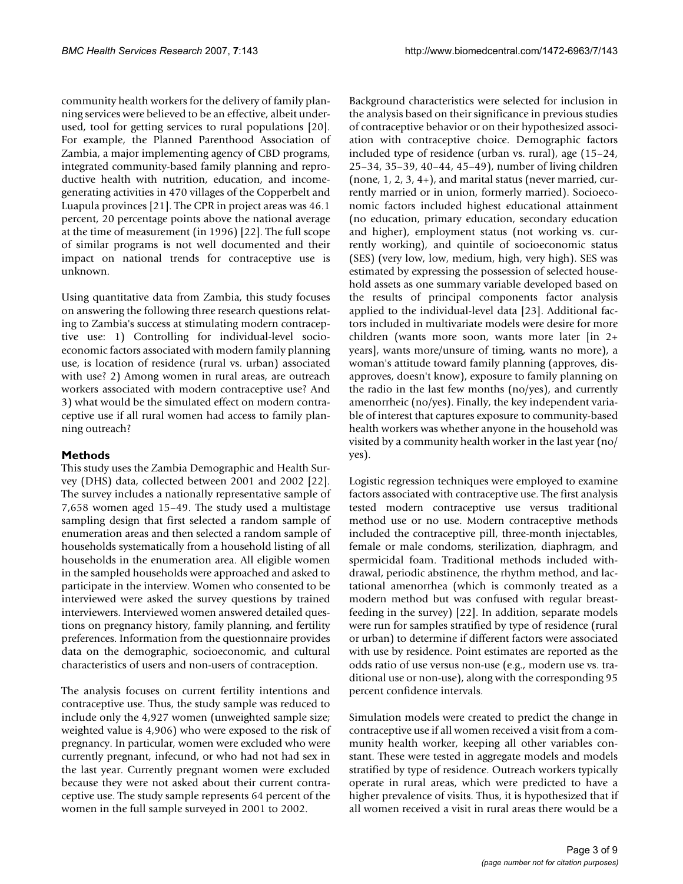community health workers for the delivery of family planning services were believed to be an effective, albeit underused, tool for getting services to rural populations [20]. For example, the Planned Parenthood Association of Zambia, a major implementing agency of CBD programs, integrated community-based family planning and reproductive health with nutrition, education, and income-generating activities in 470 villages of the Copperbelt and Luapula provinces [21]. The CPR in project areas was 46.1 percent, 20 percentage points above the national average at the time of measurement (in 1996) [22]. The full scope of similar programs is not well documented and their impact on national trends for contraceptive use is unknown.

Using quantitative data from Zambia, this study focuses on answering the following three research questions relating to Zambia's success at stimulating modern contraceptive use: 1) Controlling for individual-level socioeconomic factors associated with modern family planning use, is location of residence (rural vs. urban) associated with use? 2) Among women in rural areas, are outreach workers associated with modern contraceptive use? And 3) what would be the simulated effect on modern contraceptive use if all rural women had access to family planning outreach?

## Methods

This study uses the Zambia Demographic and Health Survey (DHS) data, collected between 2001 and 2002 [22]. The survey includes a nationally representative sample of 7,658 women aged 15–49. The study used a multistage sampling design that first selected a random sample of enumeration areas and then selected a random sample of households systematically from a household listing of all households in the enumeration area. All eligible women in the sampled households were approached and asked to participate in the interview. Women who consented to be interviewed were asked the survey questions by trained interviewers. Interviewed women answered detailed questions on pregnancy history, family planning, and fertility preferences. Information from the questionnaire provides data on the demographic, socioeconomic, and cultural characteristics of users and non-users of contraception.

The analysis focuses on current fertility intentions and contraceptive use. Thus, the study sample was reduced to include only the 4,927 women (unweighted sample size; weighted value is 4,906) who were exposed to the risk of pregnancy. In particular, women were excluded who were currently pregnant, infecund, or who had not had sex in the last year. Currently pregnant women were excluded because they were not asked about their current contraceptive use. The study sample represents 64 percent of the women in the full sample surveyed in 2001 to 2002.

Background characteristics were selected for inclusion in the analysis based on their significance in previous studies of contraceptive behavior or on their hypothesized association with contraceptive choice. Demographic factors included type of residence (urban vs. rural), age (15–24, 25–34, 35–39, 40–44, 45–49), number of living children (none, 1, 2, 3, 4+), and marital status (never married, currently married or in union, formerly married). Socioeconomic factors included highest educational attainment (no education, primary education, secondary education and higher), employment status (not working vs. currently working), and quintile of socioeconomic status (SES) (very low, low, medium, high, very high). SES was estimated by expressing the possession of selected household assets as one summary variable developed based on the results of principal components factor analysis applied to the individual-level data [23]. Additional factors included in multivariate models were desire for more children (wants more soon, wants more later [in 2+ years], wants more/unsure of timing, wants no more), a woman's attitude toward family planning (approves, disapproves, doesn't know), exposure to family planning on the radio in the last few months (no/yes), and currently amenorrheic (no/yes). Finally, the key independent variable of interest that captures exposure to community-based health workers was whether anyone in the household was visited by a community health worker in the last year (no/yes).

Logistic regression techniques were employed to examine factors associated with contraceptive use. The first analysis tested modern contraceptive use versus traditional method use or no use. Modern contraceptive methods included the contraceptive pill, three-month injectables, female or male condoms, sterilization, diaphragm, and spermicidal foam. Traditional methods included withdrawal, periodic abstinence, the rhythm method, and lactational amenorrhea (which is commonly treated as a modern method but was confused with regular breastfeeding in the survey) [22]. In addition, separate models were run for samples stratified by type of residence (rural or urban) to determine if different factors were associated with use by residence. Point estimates are reported as the odds ratio of use versus non-use (e.g., modern use vs. traditional use or non-use), along with the corresponding 95 percent confidence intervals.

Simulation models were created to predict the change in contraceptive use if all women received a visit from a community health worker, keeping all other variables constant. These were tested in aggregate models and models stratified by type of residence. Outreach workers typically operate in rural areas, which were predicted to have a higher prevalence of visits. Thus, it is hypothesized that if all women received a visit in rural areas there would be a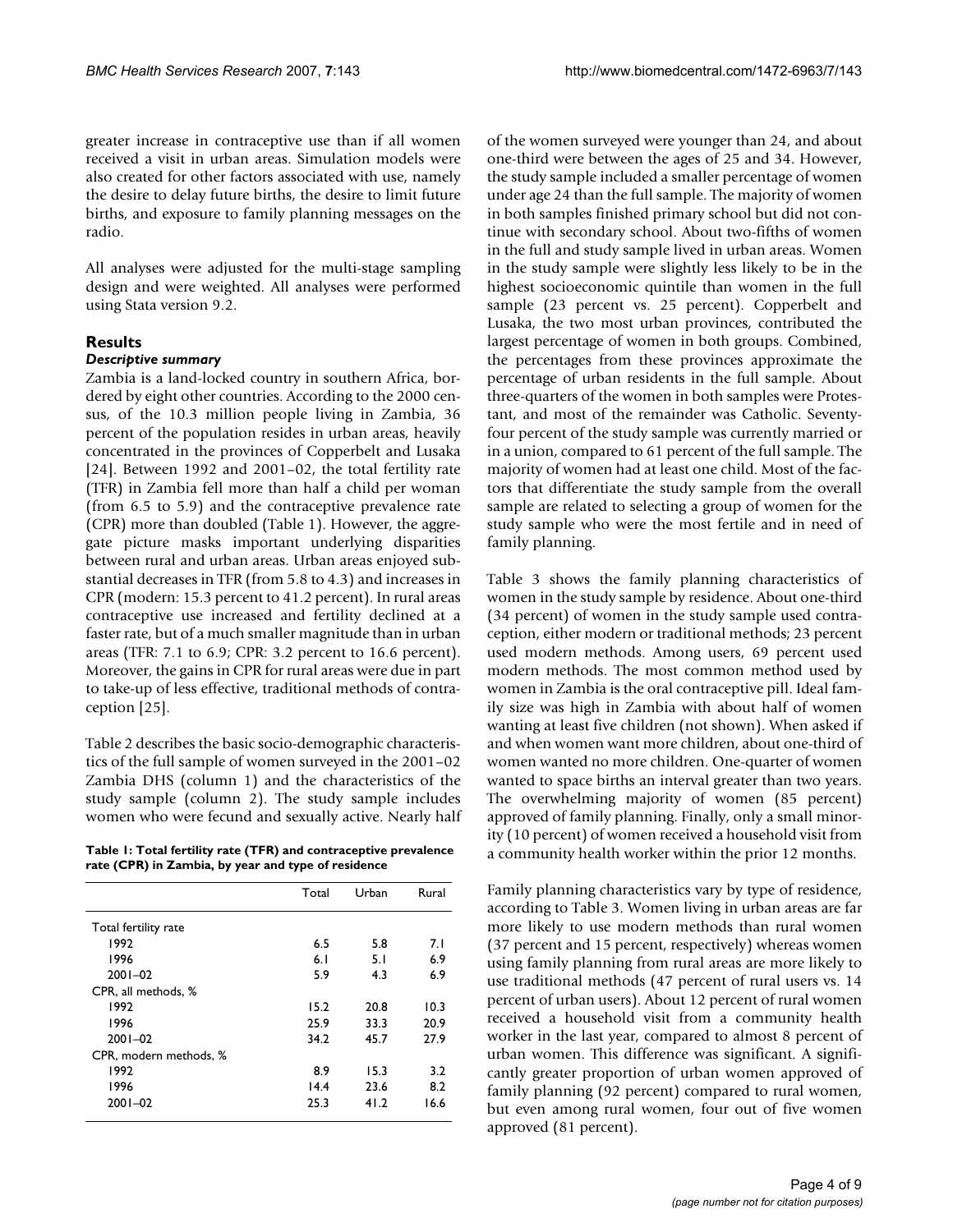greater increase in contraceptive use than if all women received a visit in urban areas. Simulation models were also created for other factors associated with use, namely the desire to delay future births, the desire to limit future births, and exposure to family planning messages on the radio.

All analyses were adjusted for the multi-stage sampling design and were weighted. All analyses were performed using Stata version 9.2.

## Results

### *Descriptive summary*

Zambia is a land-locked country in southern Africa, bordered by eight other countries. According to the 2000 census, of the 10.3 million people living in Zambia, 36 percent of the population resides in urban areas, heavily concentrated in the provinces of Copperbelt and Lusaka [24]. Between 1992 and 2001–02, the total fertility rate (TFR) in Zambia fell more than half a child per woman (from 6.5 to 5.9) and the contraceptive prevalence rate (CPR) more than doubled (Table 1). However, the aggregate picture masks important underlying disparities between rural and urban areas. Urban areas enjoyed substantial decreases in TFR (from 5.8 to 4.3) and increases in CPR (modern: 15.3 percent to 41.2 percent). In rural areas contraceptive use increased and fertility declined at a faster rate, but of a much smaller magnitude than in urban areas (TFR: 7.1 to 6.9; CPR: 3.2 percent to 16.6 percent). Moreover, the gains in CPR for rural areas were due in part to take-up of less effective, traditional methods of contraception [25].

Table 2 describes the basic socio-demographic characteristics of the full sample of women surveyed in the 2001–02 Zambia DHS (column 1) and the characteristics of the study sample (column 2). The study sample includes women who were fecund and sexually active. Nearly half of the women surveyed were younger than 24, and about one-third were between the ages of 25 and 34. However, the study sample included a smaller percentage of women under age 24 than the full sample. The majority of women in both samples finished primary school but did not continue with secondary school. About two-fifths of women in the full and study sample lived in urban areas. Women in the study sample were slightly less likely to be in the highest socioeconomic quintile than women in the full sample (23 percent vs. 25 percent). Copperbelt and Lusaka, the two most urban provinces, contributed the largest percentage of women in both groups. Combined, the percentages from these provinces approximate the percentage of urban residents in the full sample. About three-quarters of the women in both samples were Protestant, and most of the remainder was Catholic. Seventy-four percent of the study sample was currently married or in a union, compared to 61 percent of the full sample. The majority of women had at least one child. Most of the factors that differentiate the study sample from the overall sample are related to selecting a group of women for the study sample who were the most fertile and in need of family planning.

**Table 1: Total fertility rate (TFR) and contraceptive prevalence rate (CPR) in Zambia, by year and type of residence**

| | Total | Urban | Rural |
|---|---|---|---|
| Total fertility rate | | | |
| 1992 | 6.5 | 5.8 | 7.1 |
| 1996 | 6.1 | 5.1 | 6.9 |
| 2001–02 | 5.9 | 4.3 | 6.9 |
| CPR, all methods, % | | | |
| 1992 | 15.2 | 20.8 | 10.3 |
| 1996 | 25.9 | 33.3 | 20.9 |
| 2001–02 | 34.2 | 45.7 | 27.9 |
| CPR, modern methods, % | | | |
| 1992 | 8.9 | 15.3 | 3.2 |
| 1996 | 14.4 | 23.6 | 8.2 |
| 2001–02 | 25.3 | 41.2 | 16.6 |

Table 3 shows the family planning characteristics of women in the study sample by residence. About one-third (34 percent) of women in the study sample used contraception, either modern or traditional methods; 23 percent used modern methods. Among users, 69 percent used modern methods. The most common method used by women in Zambia is the oral contraceptive pill. Ideal family size was high in Zambia with about half of women wanting at least five children (not shown). When asked if and when women want more children, about one-third of women wanted no more children. One-quarter of women wanted to space births an interval greater than two years. The overwhelming majority of women (85 percent) approved of family planning. Finally, only a small minority (10 percent) of women received a household visit from a community health worker within the prior 12 months.

Family planning characteristics vary by type of residence, according to Table 3. Women living in urban areas are far more likely to use modern methods than rural women (37 percent and 15 percent, respectively) whereas women using family planning from rural areas are more likely to use traditional methods (47 percent of rural users vs. 14 percent of urban users). About 12 percent of rural women received a household visit from a community health worker in the last year, compared to almost 8 percent of urban women. This difference was significant. A significantly greater proportion of urban women approved of family planning (92 percent) compared to rural women, but even among rural women, four out of five women approved (81 percent).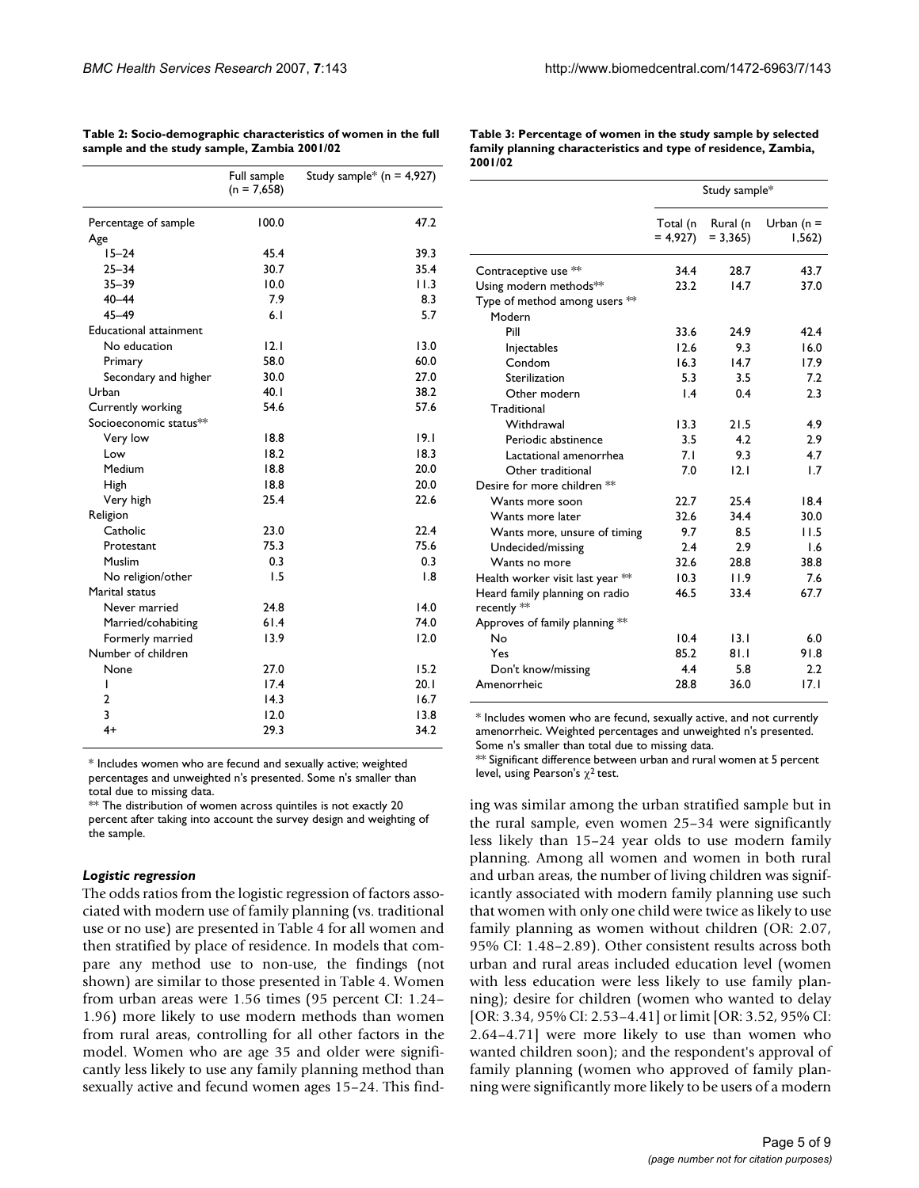**Table 2: Socio-demographic characteristics of women in the full sample and the study sample, Zambia 2001/02**

| | Full sample (n = 7,658) | Study sample* (n = 4,927) |
|---|---|---|
| Percentage of sample | 100.0 | 47.2 |
| Age | | |
| 15–24 | 45.4 | 39.3 |
| 25–34 | 30.7 | 35.4 |
| 35–39 | 10.0 | 11.3 |
| 40–44 | 7.9 | 8.3 |
| 45–49 | 6.1 | 5.7 |
| Educational attainment | | |
| No education | 12.1 | 13.0 |
| Primary | 58.0 | 60.0 |
| Secondary and higher | 30.0 | 27.0 |
| Urban | 40.1 | 38.2 |
| Currently working | 54.6 | 57.6 |
| Socioeconomic status** | | |
| Very low | 18.8 | 19.1 |
| Low | 18.2 | 18.3 |
| Medium | 18.8 | 20.0 |
| High | 18.8 | 20.0 |
| Very high | 25.4 | 22.6 |
| Religion | | |
| Catholic | 23.0 | 22.4 |
| Protestant | 75.3 | 75.6 |
| Muslim | 0.3 | 0.3 |
| No religion/other | 1.5 | 1.8 |
| Marital status | | |
| Never married | 24.8 | 14.0 |
| Married/cohabiting | 61.4 | 74.0 |
| Formerly married | 13.9 | 12.0 |
| Number of children | | |
| None | 27.0 | 15.2 |
| 1 | 17.4 | 20.1 |
| 2 | 14.3 | 16.7 |
| 3 | 12.0 | 13.8 |
| 4+ | 29.3 | 34.2 |

\* Includes women who are fecund and sexually active; weighted percentages and unweighted n's presented. Some n's smaller than total due to missing data.
** The distribution of women across quintiles is not exactly 20 percent after taking into account the survey design and weighting of the sample.

**Table 3: Percentage of women in the study sample by selected family planning characteristics and type of residence, Zambia, 2001/02**

| | Study sample* | | |
|---|---|---|---|
| | Total (n = 4,927) | Rural (n = 3,365) | Urban (n = 1,562) |
| Contraceptive use ** | 34.4 | 28.7 | 43.7 |
| Using modern methods** | 23.2 | 14.7 | 37.0 |
| Type of method among users ** | | | |
| Modern | | | |
| Pill | 33.6 | 24.9 | 42.4 |
| Injectables | 12.6 | 9.3 | 16.0 |
| Condom | 16.3 | 14.7 | 17.9 |
| Sterilization | 5.3 | 3.5 | 7.2 |
| Other modern | 1.4 | 0.4 | 2.3 |
| Traditional | | | |
| Withdrawal | 13.3 | 21.5 | 4.9 |
| Periodic abstinence | 3.5 | 4.2 | 2.9 |
| Lactational amenorrhea | 7.1 | 9.3 | 4.7 |
| Other traditional | 7.0 | 12.1 | 1.7 |
| Desire for more children ** | | | |
| Wants more soon | 22.7 | 25.4 | 18.4 |
| Wants more later | 32.6 | 34.4 | 30.0 |
| Wants more, unsure of timing | 9.7 | 8.5 | 11.5 |
| Undecided/missing | 2.4 | 2.9 | 1.6 |
| Wants no more | 32.6 | 28.8 | 38.8 |
| Health worker visit last year ** | 10.3 | 11.9 | 7.6 |
| Heard family planning on radio recently ** | 46.5 | 33.4 | 67.7 |
| Approves of family planning ** | | | |
| No | 10.4 | 13.1 | 6.0 |
| Yes | 85.2 | 81.1 | 91.8 |
| Don't know/missing | 4.4 | 5.8 | 2.2 |
| Amenorrheic | 28.8 | 36.0 | 17.1 |

\* Includes women who are fecund, sexually active, and not currently amenorrheic. Weighted percentages and unweighted n's presented. Some n's smaller than total due to missing data.
** Significant difference between urban and rural women at 5 percent level, using Pearson's $\chi^2$ test.

### *Logistic regression*

The odds ratios from the logistic regression of factors associated with modern use of family planning (vs. traditional use or no use) are presented in Table 4 for all women and then stratified by place of residence. In models that compare any method use to non-use, the findings (not shown) are similar to those presented in Table 4. Women from urban areas were 1.56 times (95 percent CI: 1.24–1.96) more likely to use modern methods than women from rural areas, controlling for all other factors in the model. Women who are age 35 and older were significantly less likely to use any family planning method than sexually active and fecund women ages 15–24. This finding was similar among the urban stratified sample but in the rural sample, even women 25–34 were significantly less likely than 15–24 year olds to use modern family planning. Among all women and women in both rural and urban areas, the number of living children was significantly associated with modern family planning use such that women with only one child were twice as likely to use family planning as women without children (OR: 2.07, 95% CI: 1.48–2.89). Other consistent results across both urban and rural areas included education level (women with less education were less likely to use family planning); desire for children (women who wanted to delay [OR: 3.34, 95% CI: 2.53–4.41] or limit [OR: 3.52, 95% CI: 2.64–4.71] were more likely to use than women who wanted children soon); and the respondent's approval of family planning (women who approved of family planning were significantly more likely to be users of a modern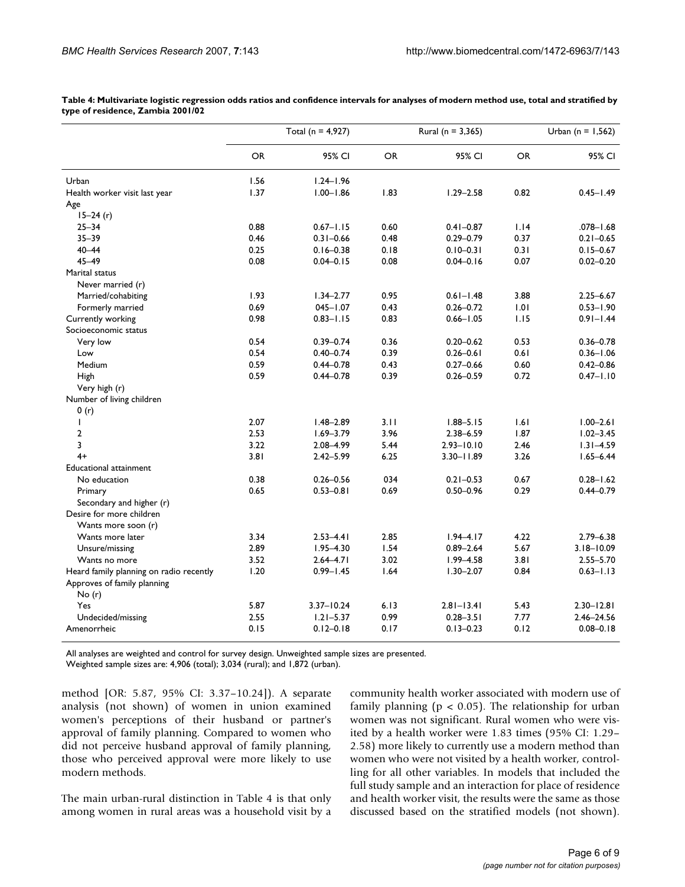**Table 4: Multivariate logistic regression odds ratios and confidence intervals for analyses of modern method use, total and stratified by type of residence, Zambia 2001/02**

| | Total (n = 4,927) | | Rural (n = 3,365) | | Urban (n = 1,562) | |
|---|---|---|---|---|---|---|
| | OR | 95% CI | OR | 95% CI | OR | 95% CI |
| Urban | 1.56 | 1.24–1.96 | | | | |
| Health worker visit last year | 1.37 | 1.00–1.86 | 1.83 | 1.29–2.58 | 0.82 | 0.45–1.49 |
| Age | | | | | | |
| 15–24 (r) | | | | | | |
| 25–34 | 0.88 | 0.67–1.15 | 0.60 | 0.41–0.87 | 1.14 | .078–1.68 |
| 35–39 | 0.46 | 0.31–0.66 | 0.48 | 0.29–0.79 | 0.37 | 0.21–0.65 |
| 40–44 | 0.25 | 0.16–0.38 | 0.18 | 0.10–0.31 | 0.31 | 0.15–0.67 |
| 45–49 | 0.08 | 0.04–0.15 | 0.08 | 0.04–0.16 | 0.07 | 0.02–0.20 |
| Marital status | | | | | | |
| Never married (r) | | | | | | |
| Married/cohabiting | 1.93 | 1.34–2.77 | 0.95 | 0.61–1.48 | 3.88 | 2.25–6.67 |
| Formerly married | 0.69 | 045–1.07 | 0.43 | 0.26–0.72 | 1.01 | 0.53–1.90 |
| Currently working | 0.98 | 0.83–1.15 | 0.83 | 0.66–1.05 | 1.15 | 0.91–1.44 |
| Socioeconomic status | | | | | | |
| Very low | 0.54 | 0.39–0.74 | 0.36 | 0.20–0.62 | 0.53 | 0.36–0.78 |
| Low | 0.54 | 0.40–0.74 | 0.39 | 0.26–0.61 | 0.61 | 0.36–1.06 |
| Medium | 0.59 | 0.44–0.78 | 0.43 | 0.27–0.66 | 0.60 | 0.42–0.86 |
| High | 0.59 | 0.44–0.78 | 0.39 | 0.26–0.59 | 0.72 | 0.47–1.10 |
| Very high (r) | | | | | | |
| Number of living children | | | | | | |
| 0 (r) | | | | | | |
| 1 | 2.07 | 1.48–2.89 | 3.11 | 1.88–5.15 | 1.61 | 1.00–2.61 |
| 2 | 2.53 | 1.69–3.79 | 3.96 | 2.38–6.59 | 1.87 | 1.02–3.45 |
| 3 | 3.22 | 2.08–4.99 | 5.44 | 2.93–10.10 | 2.46 | 1.31–4.59 |
| 4+ | 3.81 | 2.42–5.99 | 6.25 | 3.30–11.89 | 3.26 | 1.65–6.44 |
| Educational attainment | | | | | | |
| No education | 0.38 | 0.26–0.56 | 034 | 0.21–0.53 | 0.67 | 0.28–1.62 |
| Primary | 0.65 | 0.53–0.81 | 0.69 | 0.50–0.96 | 0.29 | 0.44–0.79 |
| Secondary and higher (r) | | | | | | |
| Desire for more children | | | | | | |
| Wants more soon (r) | | | | | | |
| Wants more later | 3.34 | 2.53–4.41 | 2.85 | 1.94–4.17 | 4.22 | 2.79–6.38 |
| Unsure/missing | 2.89 | 1.95–4.30 | 1.54 | 0.89–2.64 | 5.67 | 3.18–10.09 |
| Wants no more | 3.52 | 2.64–4.71 | 3.02 | 1.99–4.58 | 3.81 | 2.55–5.70 |
| Heard family planning on radio recently | 1.20 | 0.99–1.45 | 1.64 | 1.30–2.07 | 0.84 | 0.63–1.13 |
| Approves of family planning | | | | | | |
| No (r) | | | | | | |
| Yes | 5.87 | 3.37–10.24 | 6.13 | 2.81–13.41 | 5.43 | 2.30–12.81 |
| Undecided/missing | 2.55 | 1.21–5.37 | 0.99 | 0.28–3.51 | 7.77 | 2.46–24.56 |
| Amenorrheic | 0.15 | 0.12–0.18 | 0.17 | 0.13–0.23 | 0.12 | 0.08–0.18 |

All analyses are weighted and control for survey design. Unweighted sample sizes are presented.
Weighted sample sizes are: 4,906 (total); 3,034 (rural); and 1,872 (urban).

method [OR: 5.87, 95% CI: 3.37–10.24]). A separate analysis (not shown) of women in union examined women's perceptions of their husband or partner's approval of family planning. Compared to women who did not perceive husband approval of family planning, those who perceived approval were more likely to use modern methods.

The main urban-rural distinction in Table 4 is that only among women in rural areas was a household visit by a community health worker associated with modern use of family planning ($p < 0.05$). The relationship for urban women was not significant. Rural women who were visited by a health worker were 1.83 times (95% CI: 1.29–2.58) more likely to currently use a modern method than women who were not visited by a health worker, controlling for all other variables. In models that included the full study sample and an interaction for place of residence and health worker visit, the results were the same as those discussed based on the stratified models (not shown).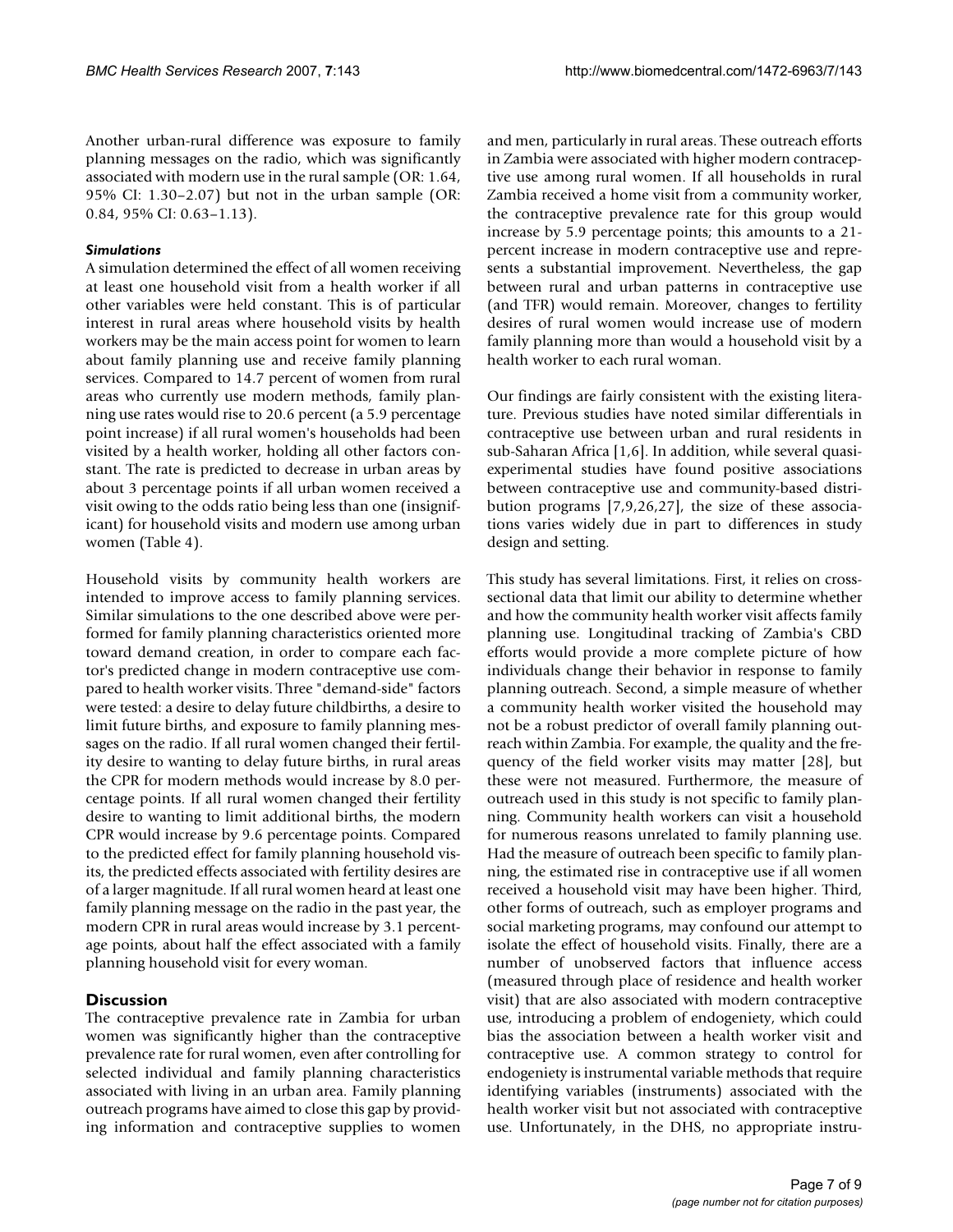Another urban-rural difference was exposure to family planning messages on the radio, which was significantly associated with modern use in the rural sample (OR: 1.64, 95% CI: 1.30–2.07) but not in the urban sample (OR: 0.84, 95% CI: 0.63–1.13).

### *Simulations*

A simulation determined the effect of all women receiving at least one household visit from a health worker if all other variables were held constant. This is of particular interest in rural areas where household visits by health workers may be the main access point for women to learn about family planning use and receive family planning services. Compared to 14.7 percent of women from rural areas who currently use modern methods, family planning use rates would rise to 20.6 percent (a 5.9 percentage point increase) if all rural women's households had been visited by a health worker, holding all other factors constant. The rate is predicted to decrease in urban areas by about 3 percentage points if all urban women received a visit owing to the odds ratio being less than one (insignificant) for household visits and modern use among urban women (Table 4).

Household visits by community health workers are intended to improve access to family planning services. Similar simulations to the one described above were performed for family planning characteristics oriented more toward demand creation, in order to compare each factor's predicted change in modern contraceptive use compared to health worker visits. Three "demand-side" factors were tested: a desire to delay future childbirths, a desire to limit future births, and exposure to family planning messages on the radio. If all rural women changed their fertility desire to wanting to delay future births, in rural areas the CPR for modern methods would increase by 8.0 percentage points. If all rural women changed their fertility desire to wanting to limit additional births, the modern CPR would increase by 9.6 percentage points. Compared to the predicted effect for family planning household visits, the predicted effects associated with fertility desires are of a larger magnitude. If all rural women heard at least one family planning message on the radio in the past year, the modern CPR in rural areas would increase by 3.1 percentage points, about half the effect associated with a family planning household visit for every woman.

## Discussion

The contraceptive prevalence rate in Zambia for urban women was significantly higher than the contraceptive prevalence rate for rural women, even after controlling for selected individual and family planning characteristics associated with living in an urban area. Family planning outreach programs have aimed to close this gap by providing information and contraceptive supplies to women and men, particularly in rural areas. These outreach efforts in Zambia were associated with higher modern contraceptive use among rural women. If all households in rural Zambia received a home visit from a community worker, the contraceptive prevalence rate for this group would increase by 5.9 percentage points; this amounts to a 21-percent increase in modern contraceptive use and represents a substantial improvement. Nevertheless, the gap between rural and urban patterns in contraceptive use (and TFR) would remain. Moreover, changes to fertility desires of rural women would increase use of modern family planning more than would a household visit by a health worker to each rural woman.

Our findings are fairly consistent with the existing literature. Previous studies have noted similar differentials in contraceptive use between urban and rural residents in sub-Saharan Africa [1,6]. In addition, while several quasi-experimental studies have found positive associations between contraceptive use and community-based distribution programs [7,9,26,27], the size of these associations varies widely due in part to differences in study design and setting.

This study has several limitations. First, it relies on cross-sectional data that limit our ability to determine whether and how the community health worker visit affects family planning use. Longitudinal tracking of Zambia's CBD efforts would provide a more complete picture of how individuals change their behavior in response to family planning outreach. Second, a simple measure of whether a community health worker visited the household may not be a robust predictor of overall family planning outreach within Zambia. For example, the quality and the frequency of the field worker visits may matter [28], but these were not measured. Furthermore, the measure of outreach used in this study is not specific to family planning. Community health workers can visit a household for numerous reasons unrelated to family planning use. Had the measure of outreach been specific to family planning, the estimated rise in contraceptive use if all women received a household visit may have been higher. Third, other forms of outreach, such as employer programs and social marketing programs, may confound our attempt to isolate the effect of household visits. Finally, there are a number of unobserved factors that influence access (measured through place of residence and health worker visit) that are also associated with modern contraceptive use, introducing a problem of endogeniety, which could bias the association between a health worker visit and contraceptive use. A common strategy to control for endogeniety is instrumental variable methods that require identifying variables (instruments) associated with the health worker visit but not associated with contraceptive use. Unfortunately, in the DHS, no appropriate instru-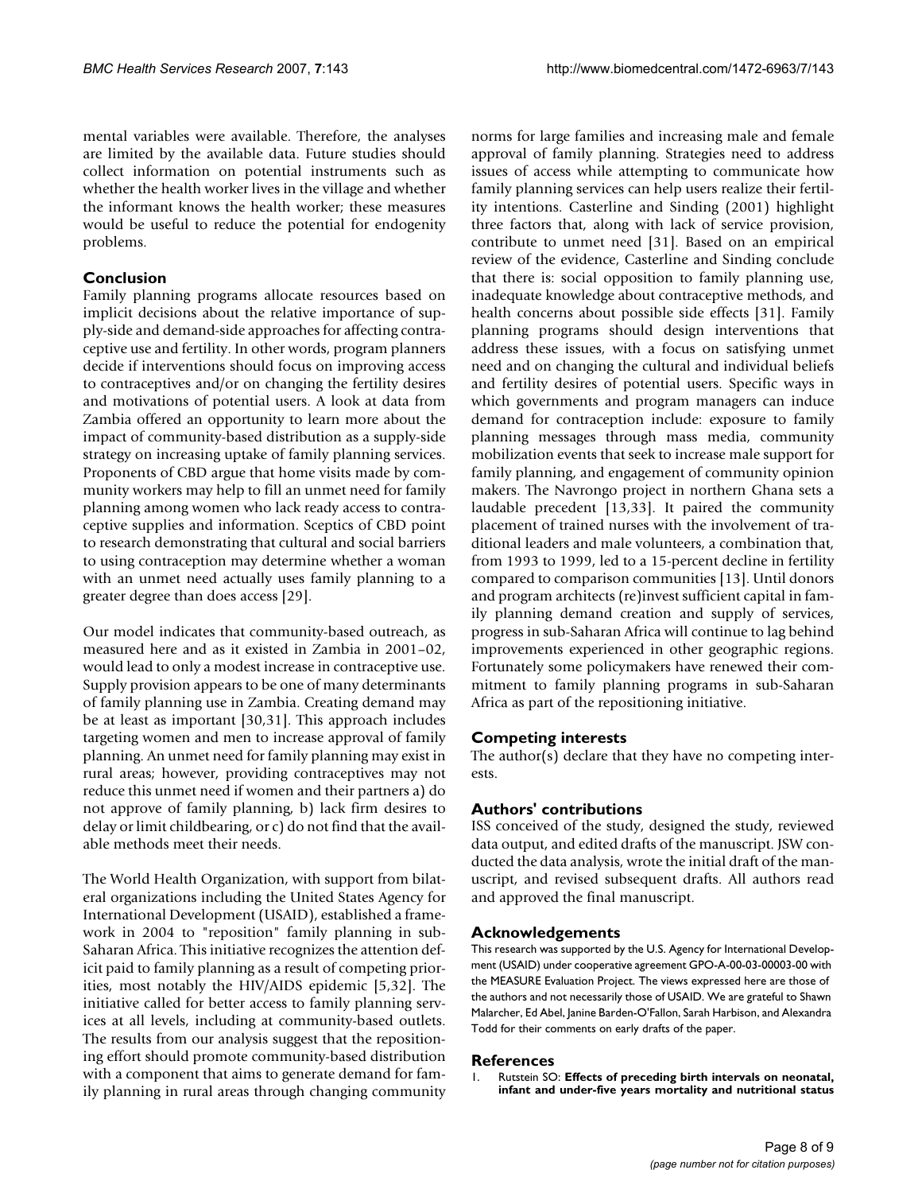mental variables were available. Therefore, the analyses are limited by the available data. Future studies should collect information on potential instruments such as whether the health worker lives in the village and whether the informant knows the health worker; these measures would be useful to reduce the potential for endogenity problems.

## Conclusion

Family planning programs allocate resources based on implicit decisions about the relative importance of supply-side and demand-side approaches for affecting contraceptive use and fertility. In other words, program planners decide if interventions should focus on improving access to contraceptives and/or on changing the fertility desires and motivations of potential users. A look at data from Zambia offered an opportunity to learn more about the impact of community-based distribution as a supply-side strategy on increasing uptake of family planning services. Proponents of CBD argue that home visits made by community workers may help to fill an unmet need for family planning among women who lack ready access to contraceptive supplies and information. Sceptics of CBD point to research demonstrating that cultural and social barriers to using contraception may determine whether a woman with an unmet need actually uses family planning to a greater degree than does access [29].

Our model indicates that community-based outreach, as measured here and as it existed in Zambia in 2001–02, would lead to only a modest increase in contraceptive use. Supply provision appears to be one of many determinants of family planning use in Zambia. Creating demand may be at least as important [30,31]. This approach includes targeting women and men to increase approval of family planning. An unmet need for family planning may exist in rural areas; however, providing contraceptives may not reduce this unmet need if women and their partners a) do not approve of family planning, b) lack firm desires to delay or limit childbearing, or c) do not find that the available methods meet their needs.

The World Health Organization, with support from bilateral organizations including the United States Agency for International Development (USAID), established a framework in 2004 to "reposition" family planning in sub-Saharan Africa. This initiative recognizes the attention deficit paid to family planning as a result of competing priorities, most notably the HIV/AIDS epidemic [5,32]. The initiative called for better access to family planning services at all levels, including at community-based outlets. The results from our analysis suggest that the repositioning effort should promote community-based distribution with a component that aims to generate demand for family planning in rural areas through changing community norms for large families and increasing male and female approval of family planning. Strategies need to address issues of access while attempting to communicate how family planning services can help users realize their fertility intentions. Casterline and Sinding (2001) highlight three factors that, along with lack of service provision, contribute to unmet need [31]. Based on an empirical review of the evidence, Casterline and Sinding conclude that there is: social opposition to family planning use, inadequate knowledge about contraceptive methods, and health concerns about possible side effects [31]. Family planning programs should design interventions that address these issues, with a focus on satisfying unmet need and on changing the cultural and individual beliefs and fertility desires of potential users. Specific ways in which governments and program managers can induce demand for contraception include: exposure to family planning messages through mass media, community mobilization events that seek to increase male support for family planning, and engagement of community opinion makers. The Navrongo project in northern Ghana sets a laudable precedent [13,33]. It paired the community placement of trained nurses with the involvement of traditional leaders and male volunteers, a combination that, from 1993 to 1999, led to a 15-percent decline in fertility compared to comparison communities [13]. Until donors and program architects (re)invest sufficient capital in family planning demand creation and supply of services, progress in sub-Saharan Africa will continue to lag behind improvements experienced in other geographic regions. Fortunately some policymakers have renewed their commitment to family planning programs in sub-Saharan Africa as part of the repositioning initiative.

## Competing interests

The author(s) declare that they have no competing interests.

## Authors' contributions

ISS conceived of the study, designed the study, reviewed data output, and edited drafts of the manuscript. JSW conducted the data analysis, wrote the initial draft of the manuscript, and revised subsequent drafts. All authors read and approved the final manuscript.

## Acknowledgements

This research was supported by the U.S. Agency for International Development (USAID) under cooperative agreement GPO-A-00-03-00003-00 with the MEASURE Evaluation Project. The views expressed here are those of the authors and not necessarily those of USAID. We are grateful to Shawn Malarcher, Ed Abel, Janine Barden-O'Fallon, Sarah Harbison, and Alexandra Todd for their comments on early drafts of the paper.

## References

1. Rutstein SO: **Effects of preceding birth intervals on neonatal, infant and under-five years mortality and nutritional status**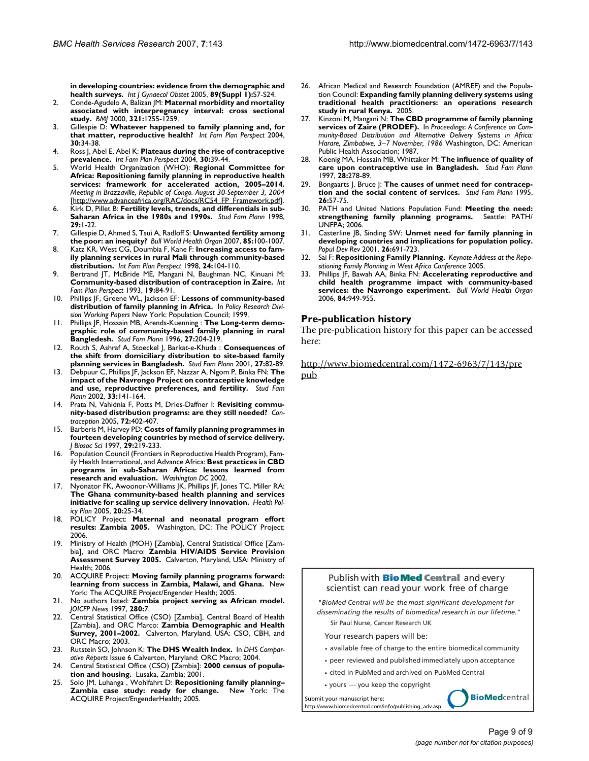**in developing countries: evidence from the demographic and health surveys.** *Int J Gynaecol Obstet* 2005, **89(Suppl 1):**S7-S24.

2. Conde-Agudelo A, Balizan JM: **Maternal morbidity and mortality associated with interpregnancy interval: cross sectional study.** *BMJ* 2000, **321:**1255-1259.
3. Gillespie D: **Whatever happened to family planning and, for that matter, reproductive health?** *Int Fam Plan Perspect* 2004, **30:**34-38.
4. Ross J, Abel E, Abel K: **Plateaus during the rise of contraceptive prevalence.** *Int Fam Plan Perspect* 2004, **30:**39-44.
5. World Health Organization (WHO): **Regional Committee for Africa: Repositioning family planning in reproductive health services: framework for accelerated action, 2005–2014.** *Meeting in Brazzaville, Republic of Congo. August 30-September 3, 2004* [http://www.advanceafrica.org/RAC/docs/RC54_FP_Framework.pdf].
6. Kirk D, Pillet B: **Fertility levels, trends, and differentials in sub-Saharan Africa in the 1980s and 1990s.** *Stud Fam Plann* 1998, **29:**1-22.
7. Gillespie D, Ahmed S, Tsui A, Radloff S: **Unwanted fertility among the poor: an inequity?** *Bull World Health Organ* 2007, **85:**100-1007.
8. Katz KR, West CG, Doumbia F, Kane F: **Increasing access to family planning services in rural Mali through community-based distribution.** *Int Fam Plan Perspect* 1998, **24:**104-110.
9. Bertrand JT, McBride ME, Mangani N, Baughman NC, Kinuani M: **Community-based distribution of contraception in Zaire.** *Int Fam Plan Perspect* 1993, **19:**84-91.
10. Phillips JF, Greene WL, Jackson EF: **Lessons of community-based distribution of family planning in Africa.** In *Policy Research Division Working Papers* New York: Population Council; 1999.
11. Phillips JF, Hossain MB, Arends-Kuenning : **The Long-term demographic role of community-based family planning in rural Bangledesh.** *Stud Fam Plann* 1996, **27:**204-219.
12. Routh S, Ashraf A, Stoeckel J, Barkat-e-Khuda : **Consequences of the shift from domiciliary distribution to site-based family planning services in Bangladesh.** *Stud Fam Plann* 2001, **27:**82-89.
13. Debpuur C, Phillips JF, Jackson EF, Nazzar A, Ngom P, Binka FN: **The impact of the Navrongo Project on contraceptive knowledge and use, reproductive preferences, and fertility.** *Stud Fam Plann* 2002, **33:**141-164.
14. Prata N, Vahidnia F, Potts M, Dries-Daffner I: **Revisiting community-based distribution programs: are they still needed?** *Contraception* 2005, **72:**402-407.
15. Barberis M, Harvey PD: **Costs of family planning programmes in fourteen developing countries by method of service delivery.** *J Biosoc Sci* 1997, **29:**219-233.
16. Population Council (Frontiers in Reproductive Health Program), Family Health International, and Advance Africa: **Best practices in CBD programs in sub-Saharan Africa: lessons learned from research and evaluation.** *Washington DC* 2002.
17. Nyonator FK, Awoonor-Williams JK, Phillips JF, Jones TC, Miller RA: **The Ghana community-based health planning and services initiative for scaling up service delivery innovation.** *Health Policy Plan* 2005, **20:**25-34.
18. POLICY Project: **Maternal and neonatal program effort results: Zambia 2005.** Washington, DC: The POLICY Project; 2006.
19. Ministry of Health (MOH) [Zambia], Central Statistical Office [Zambia], and ORC Macro: **Zambia HIV/AIDS Service Provision Assessment Survey 2005.** Calverton, Maryland, USA: Ministry of Health; 2006.
20. ACQUIRE Project: **Moving family planning programs forward: learning from success in Zambia, Malawi, and Ghana.** New York: The ACQUIRE Project/Engender Health; 2005.
21. No authors listed: **Zambia project serving as African model.** *JOICFP News* 1997, **280:**7.
22. Central Statistical Office (CSO) [Zambia], Central Board of Health [Zambia], and ORC Marco: **Zambia Demographic and Health Survey, 2001–2002.** Calverton, Maryland, USA: CSO, CBH, and ORC Macro; 2003.
23. Rutstein SO, Johnson K: **The DHS Wealth Index.** In *DHS Comparative Reports* Issue 6 Calverton, Maryland: ORC Macro; 2004.
24. Central Statistical Office (CSO) [Zambia]: **2000 census of population and housing.** Lusaka, Zambia; 2001.
25. Solo JM, Luhanga , Wohlfahrt D: **Repositioning family planning–Zambia case study: ready for change.** New York: The ACQUIRE Project/EngenderHealth; 2005.
26. African Medical and Research Foundation (AMREF) and the Population Council: **Expanding family planning delivery systems using traditional health practitioners: an operations research study in rural Kenya.** 2005.
27. Kinzoni M, Mangani N: **The CBD programme of family planning services of Zaire (PRODEF).** In *Proceedings: A Conference on Community-Based Distribution and Alternative Delivery Systems in Africa: Harare, Zimbabwe, 3–7 November, 1986* Washington, DC: American Public Health Association; 1987.
28. Koenig MA, Hossain MB, Whittaker M: **The influence of quality of care upon contraceptive use in Bangladesh.** *Stud Fam Plann* 1997, **28:**278-89.
29. Bongaarts J, Bruce J: **The causes of unmet need for contraception and the social content of services.** *Stud Fam Plann* 1995, **26:**57-75.
30. PATH and United Nations Population Fund: **Meeting the need: strengthening family planning programs.** Seattle: PATH/UNFPA; 2006.
31. Casterline JB, Sinding SW: **Unmet need for family planning in developing countries and implications for population policy.** *Popul Dev Rev* 2001, **26:**691-723.
32. Sai F: **Repositioning Family Planning.** *Keynote Address at the Repositioning Family Planning in West Africa Conference* 2005.
33. Phillips JF, Bawah AA, Binka FN: **Accelerating reproductive and child health programme impact with community-based services: the Navrongo experiment.** *Bull World Health Organ* 2006, **84:**949-955.

## Pre-publication history

The pre-publication history for this paper can be accessed here:

http://www.biomedcentral.com/1472-6963/7/143/prepub

Publish with **BioMed Central** and every scientist can read your work free of charge

*"BioMed Central will be the most significant development for disseminating the results of biomedical research in our lifetime."*
Sir Paul Nurse, Cancer Research UK

Your research papers will be:

- available free of charge to the entire biomedical community
- peer reviewed and published immediately upon acceptance
- cited in PubMed and archived on PubMed Central
- yours — you keep the copyright

Submit your manuscript here:
http://www.biomedcentral.com/info/publishing_adv.asp

BioMedcentral